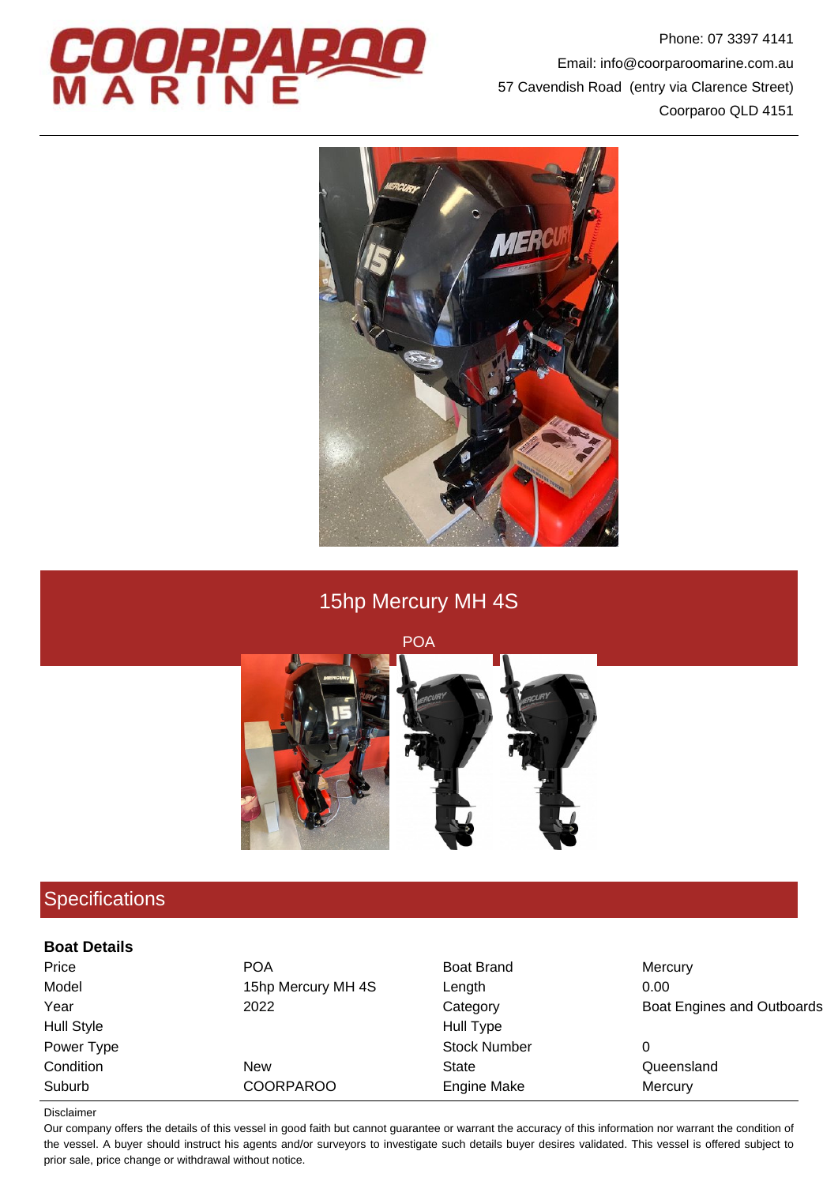Phone: 07 3397 4141
Email: info@coorparoomarine.com.au
57 Cavendish Road (entry via Clarence Street)
Coorparoo QLD 4151

# 15hp Mercury MH 4S

POA

## Specifications

### Boat Details

| | | | |
|---|---|---|---|
| Price | POA | Boat Brand | Mercury |
| Model | 15hp Mercury MH 4S | Length | 0.00 |
| Year | 2022 | Category | Boat Engines and Outboards |
| Hull Style | | Hull Type | |
| Power Type | | Stock Number | 0 |
| Condition | New | State | Queensland |
| Suburb | COORPAROO | Engine Make | Mercury |

Disclaimer

Our company offers the details of this vessel in good faith but cannot guarantee or warrant the accuracy of this information nor warrant the condition of the vessel. A buyer should instruct his agents and/or surveyors to investigate such details buyer desires validated. This vessel is offered subject to prior sale, price change or withdrawal without notice.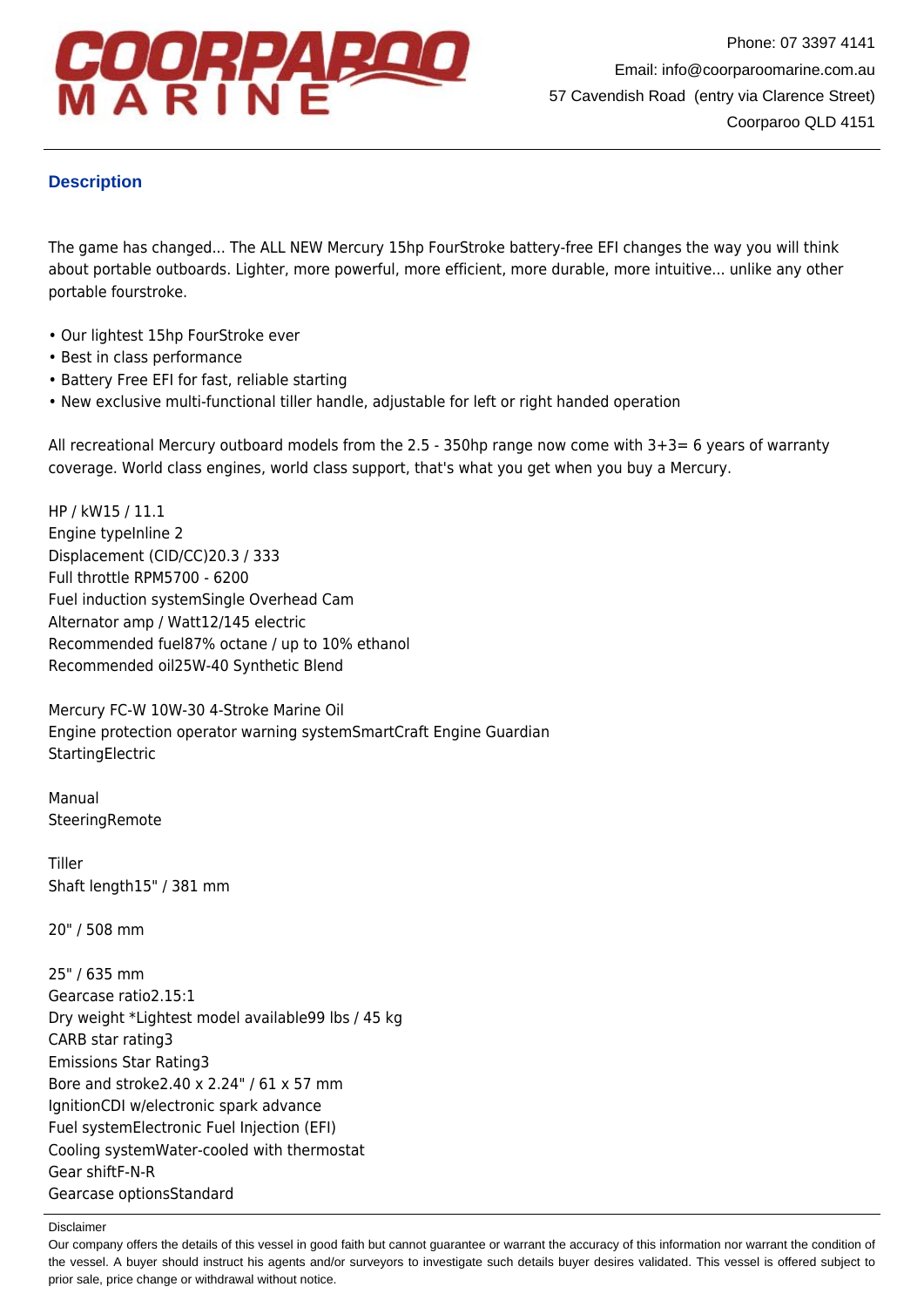## Description

The game has changed... The ALL NEW Mercury 15hp FourStroke battery-free EFI changes the way you will think about portable outboards. Lighter, more powerful, more efficient, more durable, more intuitive... unlike any other portable fourstroke.

- Our lightest 15hp FourStroke ever
- Best in class performance
- Battery Free EFI for fast, reliable starting
- New exclusive multi-functional tiller handle, adjustable for left or right handed operation

All recreational Mercury outboard models from the 2.5 - 350hp range now come with 3+3= 6 years of warranty coverage. World class engines, world class support, that's what you get when you buy a Mercury.

HP / kW15 / 11.1
Engine typeInline 2
Displacement (CID/CC)20.3 / 333
Full throttle RPM5700 - 6200
Fuel induction systemSingle Overhead Cam
Alternator amp / Watt12/145 electric
Recommended fuel87% octane / up to 10% ethanol
Recommended oil25W-40 Synthetic Blend

Mercury FC-W 10W-30 4-Stroke Marine Oil
Engine protection operator warning systemSmartCraft Engine Guardian
StartingElectric

Manual
SteeringRemote

Tiller
Shaft length15" / 381 mm

20" / 508 mm

25" / 635 mm
Gearcase ratio2.15:1
Dry weight *Lightest model available99 lbs / 45 kg
CARB star rating3
Emissions Star Rating3
Bore and stroke2.40 x 2.24" / 61 x 57 mm
IgnitionCDI w/electronic spark advance
Fuel systemElectronic Fuel Injection (EFI)
Cooling systemWater-cooled with thermostat
Gear shiftF-N-R
Gearcase optionsStandard

Disclaimer

Our company offers the details of this vessel in good faith but cannot guarantee or warrant the accuracy of this information nor warrant the condition of the vessel. A buyer should instruct his agents and/or surveyors to investigate such details buyer desires validated. This vessel is offered subject to prior sale, price change or withdrawal without notice.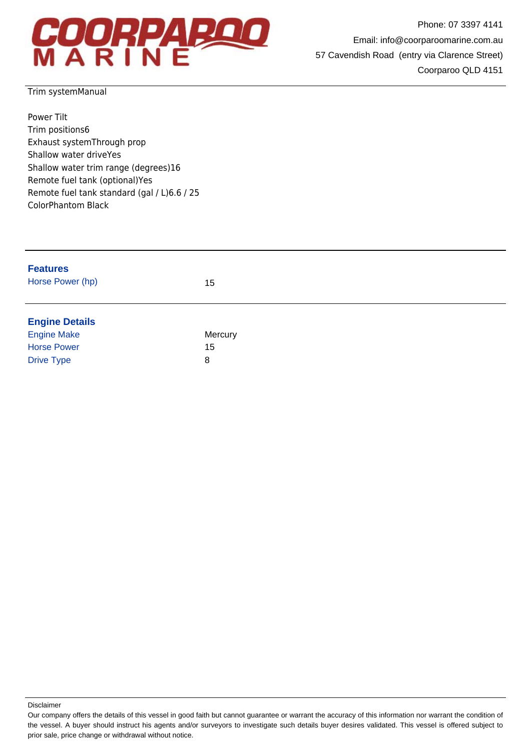Trim systemManual

Power Tilt
Trim positions6
Exhaust systemThrough prop
Shallow water driveYes
Shallow water trim range (degrees)16
Remote fuel tank (optional)Yes
Remote fuel tank standard (gal / L)6.6 / 25
ColorPhantom Black

## Features

| | |
|---|---|
| Horse Power (hp) | 15 |

## Engine Details

| | |
|---|---|
| Engine Make | Mercury |
| Horse Power | 15 |
| Drive Type | 8 |

Disclaimer

Our company offers the details of this vessel in good faith but cannot guarantee or warrant the accuracy of this information nor warrant the condition of the vessel. A buyer should instruct his agents and/or surveyors to investigate such details buyer desires validated. This vessel is offered subject to prior sale, price change or withdrawal without notice.